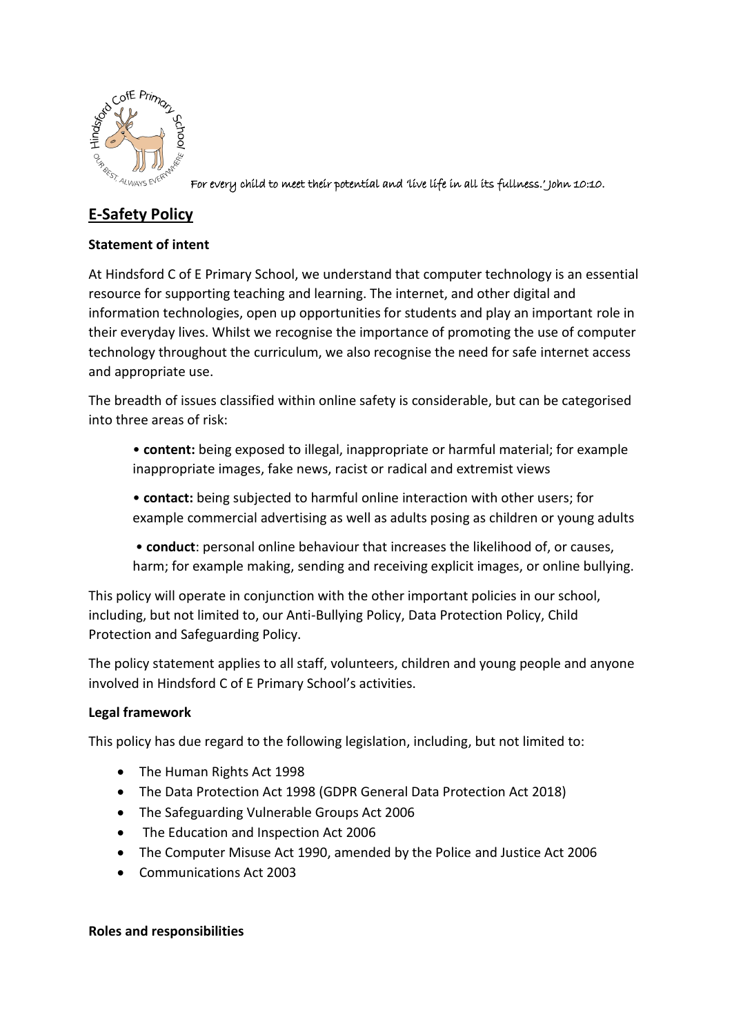For every child to meet their potential and 'live life in all its fullness.' John 10:10.

# E-Safety Policy

**Statement of intent**

At Hindsford C of E Primary School, we understand that computer technology is an essential resource for supporting teaching and learning. The internet, and other digital and information technologies, open up opportunities for students and play an important role in their everyday lives. Whilst we recognise the importance of promoting the use of computer technology throughout the curriculum, we also recognise the need for safe internet access and appropriate use.

The breadth of issues classified within online safety is considerable, but can be categorised into three areas of risk:

- **content:** being exposed to illegal, inappropriate or harmful material; for example inappropriate images, fake news, racist or radical and extremist views
- **contact:** being subjected to harmful online interaction with other users; for example commercial advertising as well as adults posing as children or young adults
- **conduct**: personal online behaviour that increases the likelihood of, or causes, harm; for example making, sending and receiving explicit images, or online bullying.

This policy will operate in conjunction with the other important policies in our school, including, but not limited to, our Anti-Bullying Policy, Data Protection Policy, Child Protection and Safeguarding Policy.

The policy statement applies to all staff, volunteers, children and young people and anyone involved in Hindsford C of E Primary School's activities.

**Legal framework**

This policy has due regard to the following legislation, including, but not limited to:

- The Human Rights Act 1998
- The Data Protection Act 1998 (GDPR General Data Protection Act 2018)
- The Safeguarding Vulnerable Groups Act 2006
- The Education and Inspection Act 2006
- The Computer Misuse Act 1990, amended by the Police and Justice Act 2006
- Communications Act 2003

**Roles and responsibilities**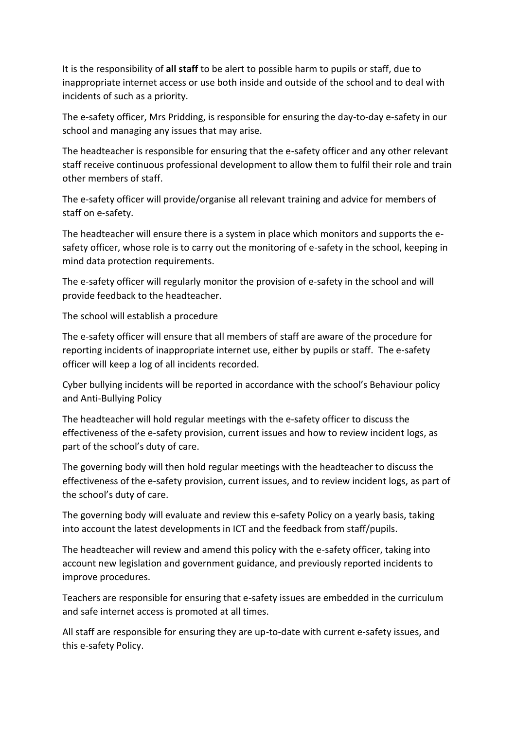It is the responsibility of **all staff** to be alert to possible harm to pupils or staff, due to inappropriate internet access or use both inside and outside of the school and to deal with incidents of such as a priority.

The e-safety officer, Mrs Pridding, is responsible for ensuring the day-to-day e-safety in our school and managing any issues that may arise.

The headteacher is responsible for ensuring that the e-safety officer and any other relevant staff receive continuous professional development to allow them to fulfil their role and train other members of staff.

The e-safety officer will provide/organise all relevant training and advice for members of staff on e-safety.

The headteacher will ensure there is a system in place which monitors and supports the e-safety officer, whose role is to carry out the monitoring of e-safety in the school, keeping in mind data protection requirements.

The e-safety officer will regularly monitor the provision of e-safety in the school and will provide feedback to the headteacher.

The school will establish a procedure

The e-safety officer will ensure that all members of staff are aware of the procedure for reporting incidents of inappropriate internet use, either by pupils or staff. The e-safety officer will keep a log of all incidents recorded.

Cyber bullying incidents will be reported in accordance with the school's Behaviour policy and Anti-Bullying Policy

The headteacher will hold regular meetings with the e-safety officer to discuss the effectiveness of the e-safety provision, current issues and how to review incident logs, as part of the school's duty of care.

The governing body will then hold regular meetings with the headteacher to discuss the effectiveness of the e-safety provision, current issues, and to review incident logs, as part of the school's duty of care.

The governing body will evaluate and review this e-safety Policy on a yearly basis, taking into account the latest developments in ICT and the feedback from staff/pupils.

The headteacher will review and amend this policy with the e-safety officer, taking into account new legislation and government guidance, and previously reported incidents to improve procedures.

Teachers are responsible for ensuring that e-safety issues are embedded in the curriculum and safe internet access is promoted at all times.

All staff are responsible for ensuring they are up-to-date with current e-safety issues, and this e-safety Policy.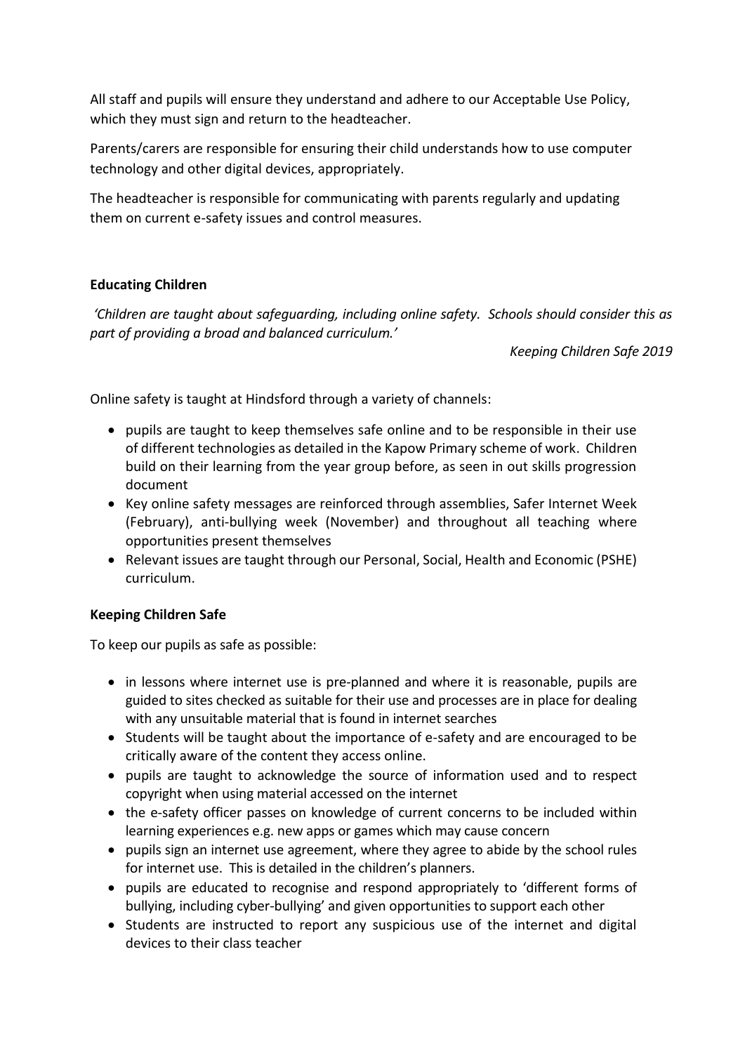All staff and pupils will ensure they understand and adhere to our Acceptable Use Policy, which they must sign and return to the headteacher.

Parents/carers are responsible for ensuring their child understands how to use computer technology and other digital devices, appropriately.

The headteacher is responsible for communicating with parents regularly and updating them on current e-safety issues and control measures.

**Educating Children**

*'Children are taught about safeguarding, including online safety. Schools should consider this as part of providing a broad and balanced curriculum.'*

*Keeping Children Safe 2019*

Online safety is taught at Hindsford through a variety of channels:

- pupils are taught to keep themselves safe online and to be responsible in their use of different technologies as detailed in the Kapow Primary scheme of work. Children build on their learning from the year group before, as seen in out skills progression document
- Key online safety messages are reinforced through assemblies, Safer Internet Week (February), anti-bullying week (November) and throughout all teaching where opportunities present themselves
- Relevant issues are taught through our Personal, Social, Health and Economic (PSHE) curriculum.

**Keeping Children Safe**

To keep our pupils as safe as possible:

- in lessons where internet use is pre-planned and where it is reasonable, pupils are guided to sites checked as suitable for their use and processes are in place for dealing with any unsuitable material that is found in internet searches
- Students will be taught about the importance of e-safety and are encouraged to be critically aware of the content they access online.
- pupils are taught to acknowledge the source of information used and to respect copyright when using material accessed on the internet
- the e-safety officer passes on knowledge of current concerns to be included within learning experiences e.g. new apps or games which may cause concern
- pupils sign an internet use agreement, where they agree to abide by the school rules for internet use. This is detailed in the children's planners.
- pupils are educated to recognise and respond appropriately to 'different forms of bullying, including cyber-bullying' and given opportunities to support each other
- Students are instructed to report any suspicious use of the internet and digital devices to their class teacher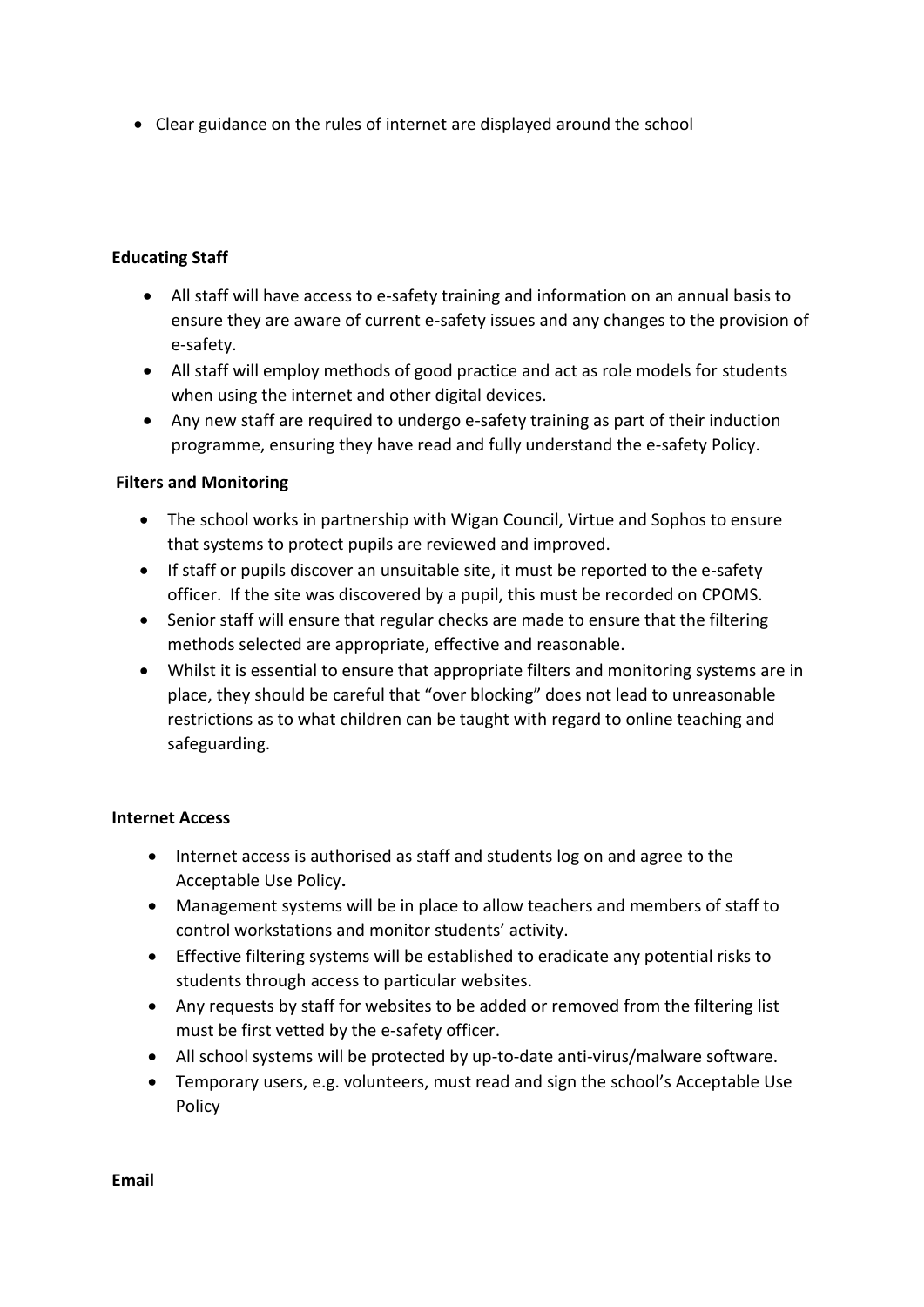- Clear guidance on the rules of internet are displayed around the school

**Educating Staff**

- All staff will have access to e-safety training and information on an annual basis to ensure they are aware of current e-safety issues and any changes to the provision of e-safety.
- All staff will employ methods of good practice and act as role models for students when using the internet and other digital devices.
- Any new staff are required to undergo e-safety training as part of their induction programme, ensuring they have read and fully understand the e-safety Policy.

**Filters and Monitoring**

- The school works in partnership with Wigan Council, Virtue and Sophos to ensure that systems to protect pupils are reviewed and improved.
- If staff or pupils discover an unsuitable site, it must be reported to the e-safety officer. If the site was discovered by a pupil, this must be recorded on CPOMS.
- Senior staff will ensure that regular checks are made to ensure that the filtering methods selected are appropriate, effective and reasonable.
- Whilst it is essential to ensure that appropriate filters and monitoring systems are in place, they should be careful that "over blocking" does not lead to unreasonable restrictions as to what children can be taught with regard to online teaching and safeguarding.

**Internet Access**

- Internet access is authorised as staff and students log on and agree to the Acceptable Use Policy**.**
- Management systems will be in place to allow teachers and members of staff to control workstations and monitor students' activity.
- Effective filtering systems will be established to eradicate any potential risks to students through access to particular websites.
- Any requests by staff for websites to be added or removed from the filtering list must be first vetted by the e-safety officer.
- All school systems will be protected by up-to-date anti-virus/malware software.
- Temporary users, e.g. volunteers, must read and sign the school's Acceptable Use Policy

**Email**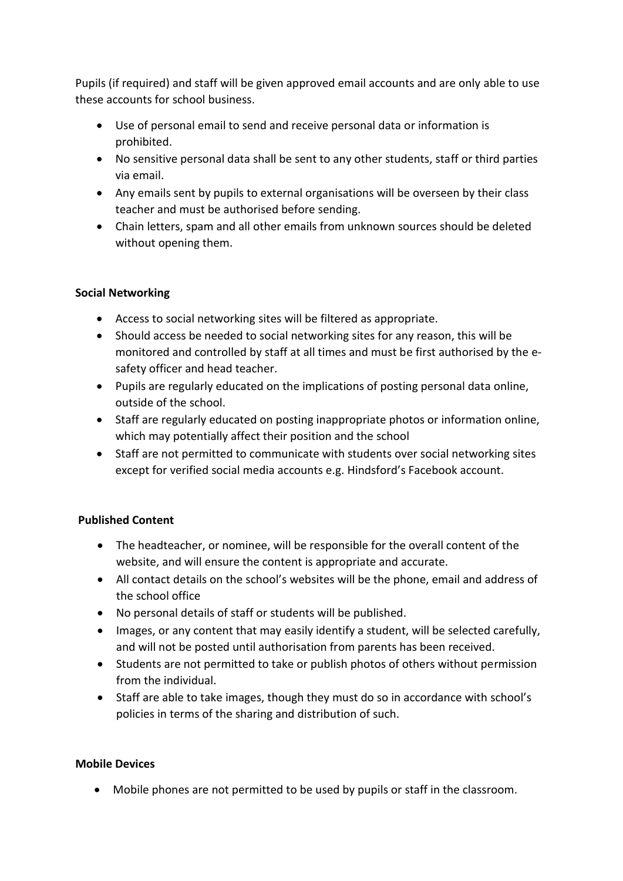Pupils (if required) and staff will be given approved email accounts and are only able to use these accounts for school business.

- Use of personal email to send and receive personal data or information is prohibited.
- No sensitive personal data shall be sent to any other students, staff or third parties via email.
- Any emails sent by pupils to external organisations will be overseen by their class teacher and must be authorised before sending.
- Chain letters, spam and all other emails from unknown sources should be deleted without opening them.

**Social Networking**

- Access to social networking sites will be filtered as appropriate.
- Should access be needed to social networking sites for any reason, this will be monitored and controlled by staff at all times and must be first authorised by the e-safety officer and head teacher.
- Pupils are regularly educated on the implications of posting personal data online, outside of the school.
- Staff are regularly educated on posting inappropriate photos or information online, which may potentially affect their position and the school
- Staff are not permitted to communicate with students over social networking sites except for verified social media accounts e.g. Hindsford's Facebook account.

**Published Content**

- The headteacher, or nominee, will be responsible for the overall content of the website, and will ensure the content is appropriate and accurate.
- All contact details on the school's websites will be the phone, email and address of the school office
- No personal details of staff or students will be published.
- Images, or any content that may easily identify a student, will be selected carefully, and will not be posted until authorisation from parents has been received.
- Students are not permitted to take or publish photos of others without permission from the individual.
- Staff are able to take images, though they must do so in accordance with school's policies in terms of the sharing and distribution of such.

**Mobile Devices**

- Mobile phones are not permitted to be used by pupils or staff in the classroom.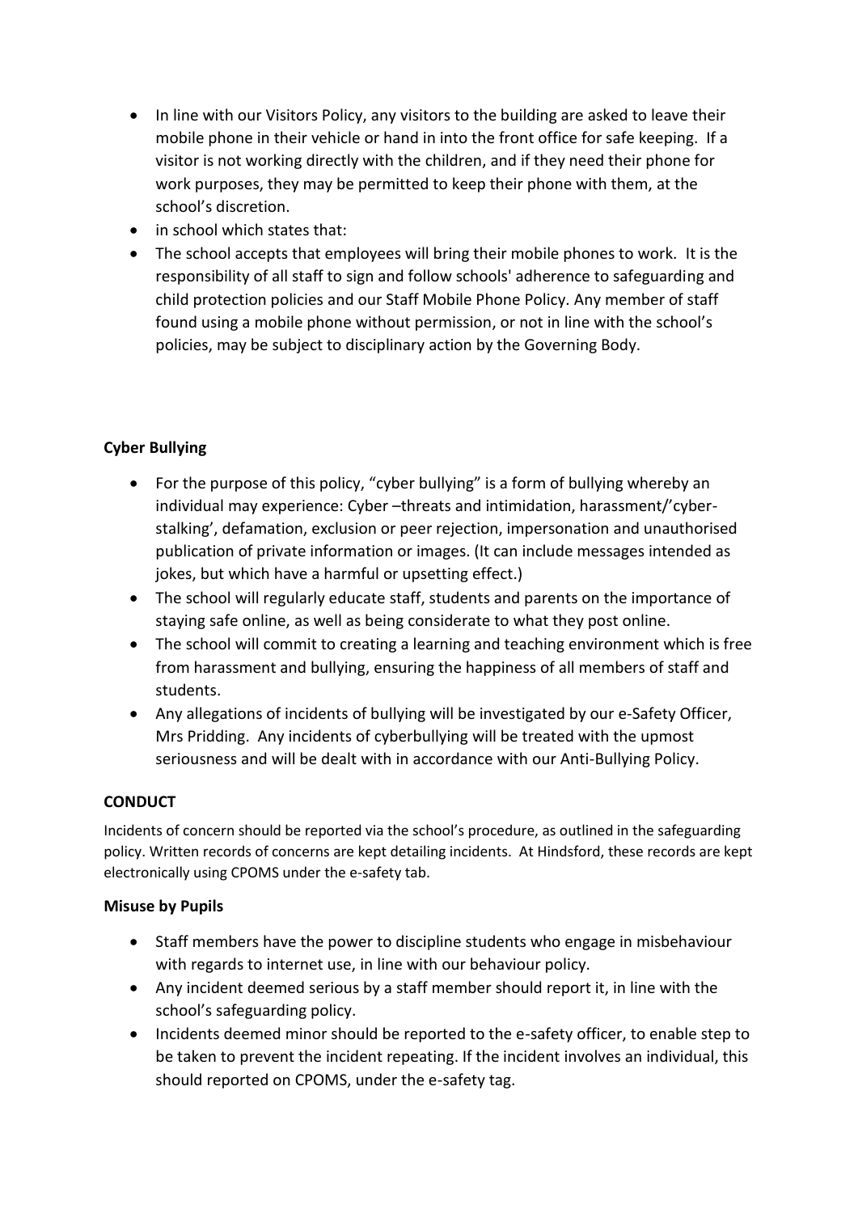- In line with our Visitors Policy, any visitors to the building are asked to leave their mobile phone in their vehicle or hand in into the front office for safe keeping. If a visitor is not working directly with the children, and if they need their phone for work purposes, they may be permitted to keep their phone with them, at the school's discretion.
- in school which states that:
- The school accepts that employees will bring their mobile phones to work. It is the responsibility of all staff to sign and follow schools' adherence to safeguarding and child protection policies and our Staff Mobile Phone Policy. Any member of staff found using a mobile phone without permission, or not in line with the school's policies, may be subject to disciplinary action by the Governing Body.

**Cyber Bullying**

- For the purpose of this policy, "cyber bullying" is a form of bullying whereby an individual may experience: Cyber –threats and intimidation, harassment/'cyber-stalking', defamation, exclusion or peer rejection, impersonation and unauthorised publication of private information or images. (It can include messages intended as jokes, but which have a harmful or upsetting effect.)
- The school will regularly educate staff, students and parents on the importance of staying safe online, as well as being considerate to what they post online.
- The school will commit to creating a learning and teaching environment which is free from harassment and bullying, ensuring the happiness of all members of staff and students.
- Any allegations of incidents of bullying will be investigated by our e-Safety Officer, Mrs Pridding. Any incidents of cyberbullying will be treated with the upmost seriousness and will be dealt with in accordance with our Anti-Bullying Policy.

**CONDUCT**

Incidents of concern should be reported via the school's procedure, as outlined in the safeguarding policy. Written records of concerns are kept detailing incidents. At Hindsford, these records are kept electronically using CPOMS under the e-safety tab.

**Misuse by Pupils**

- Staff members have the power to discipline students who engage in misbehaviour with regards to internet use, in line with our behaviour policy.
- Any incident deemed serious by a staff member should report it, in line with the school's safeguarding policy.
- Incidents deemed minor should be reported to the e-safety officer, to enable step to be taken to prevent the incident repeating. If the incident involves an individual, this should reported on CPOMS, under the e-safety tag.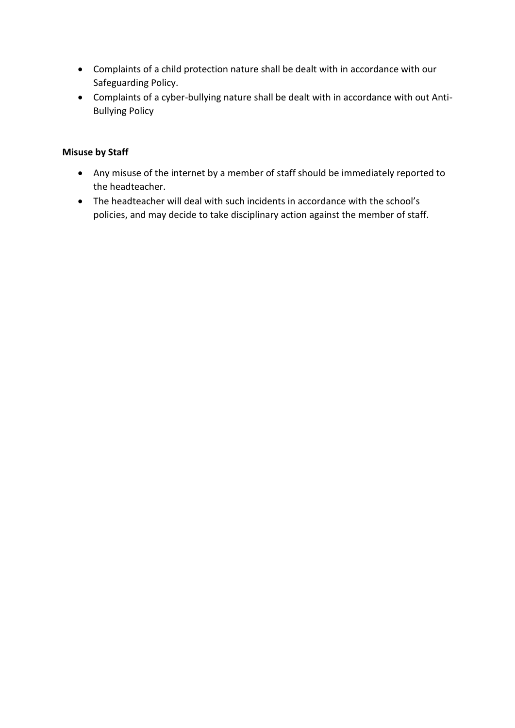- Complaints of a child protection nature shall be dealt with in accordance with our Safeguarding Policy.
- Complaints of a cyber-bullying nature shall be dealt with in accordance with out Anti-Bullying Policy

**Misuse by Staff**

- Any misuse of the internet by a member of staff should be immediately reported to the headteacher.
- The headteacher will deal with such incidents in accordance with the school's policies, and may decide to take disciplinary action against the member of staff.